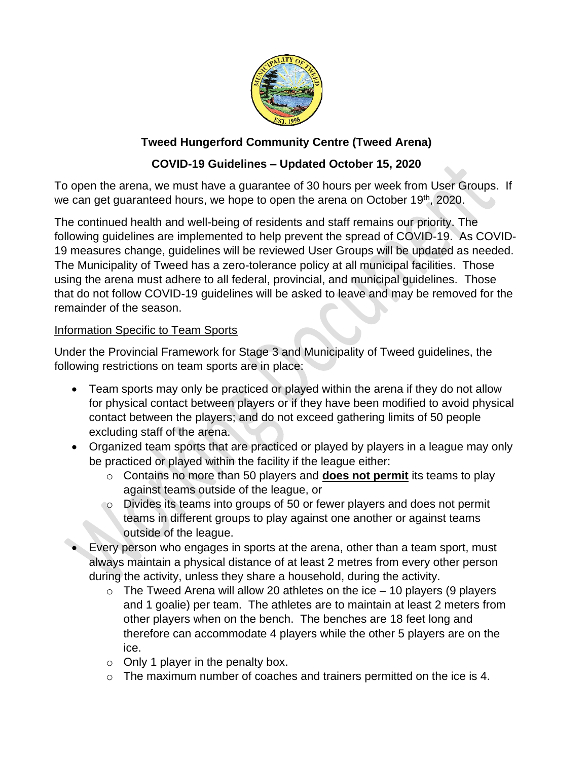**Tweed Hungerford Community Centre (Tweed Arena)**

**COVID-19 Guidelines – Updated October 15, 2020**

To open the arena, we must have a guarantee of 30 hours per week from User Groups. If we can get guaranteed hours, we hope to open the arena on October 19th, 2020.

The continued health and well-being of residents and staff remains our priority. The following guidelines are implemented to help prevent the spread of COVID-19. As COVID-19 measures change, guidelines will be reviewed User Groups will be updated as needed. The Municipality of Tweed has a zero-tolerance policy at all municipal facilities. Those using the arena must adhere to all federal, provincial, and municipal guidelines. Those that do not follow COVID-19 guidelines will be asked to leave and may be removed for the remainder of the season.

Information Specific to Team Sports

Under the Provincial Framework for Stage 3 and Municipality of Tweed guidelines, the following restrictions on team sports are in place:

- Team sports may only be practiced or played within the arena if they do not allow for physical contact between players or if they have been modified to avoid physical contact between the players; and do not exceed gathering limits of 50 people excluding staff of the arena.
- Organized team sports that are practiced or played by players in a league may only be practiced or played within the facility if the league either:
  - Contains no more than 50 players and **does not permit** its teams to play against teams outside of the league, or
  - Divides its teams into groups of 50 or fewer players and does not permit teams in different groups to play against one another or against teams outside of the league.
- Every person who engages in sports at the arena, other than a team sport, must always maintain a physical distance of at least 2 metres from every other person during the activity, unless they share a household, during the activity.
  - The Tweed Arena will allow 20 athletes on the ice – 10 players (9 players and 1 goalie) per team. The athletes are to maintain at least 2 meters from other players when on the bench. The benches are 18 feet long and therefore can accommodate 4 players while the other 5 players are on the ice.
  - Only 1 player in the penalty box.
  - The maximum number of coaches and trainers permitted on the ice is 4.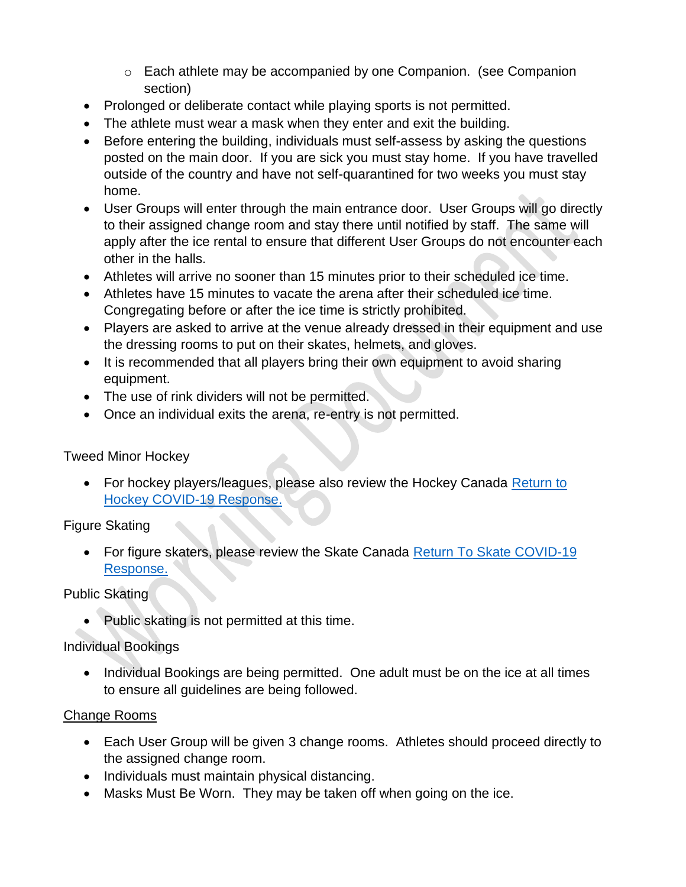- Each athlete may be accompanied by one Companion. (see Companion section)
- Prolonged or deliberate contact while playing sports is not permitted.
- The athlete must wear a mask when they enter and exit the building.
- Before entering the building, individuals must self-assess by asking the questions posted on the main door. If you are sick you must stay home. If you have travelled outside of the country and have not self-quarantined for two weeks you must stay home.
- User Groups will enter through the main entrance door. User Groups will go directly to their assigned change room and stay there until notified by staff. The same will apply after the ice rental to ensure that different User Groups do not encounter each other in the halls.
- Athletes will arrive no sooner than 15 minutes prior to their scheduled ice time.
- Athletes have 15 minutes to vacate the arena after their scheduled ice time. Congregating before or after the ice time is strictly prohibited.
- Players are asked to arrive at the venue already dressed in their equipment and use the dressing rooms to put on their skates, helmets, and gloves.
- It is recommended that all players bring their own equipment to avoid sharing equipment.
- The use of rink dividers will not be permitted.
- Once an individual exits the arena, re-entry is not permitted.

Tweed Minor Hockey

- For hockey players/leagues, please also review the Hockey Canada Return to Hockey COVID-19 Response.

Figure Skating

- For figure skaters, please review the Skate Canada Return To Skate COVID-19 Response.

Public Skating

- Public skating is not permitted at this time.

Individual Bookings

- Individual Bookings are being permitted. One adult must be on the ice at all times to ensure all guidelines are being followed.

Change Rooms

- Each User Group will be given 3 change rooms. Athletes should proceed directly to the assigned change room.
- Individuals must maintain physical distancing.
- Masks Must Be Worn. They may be taken off when going on the ice.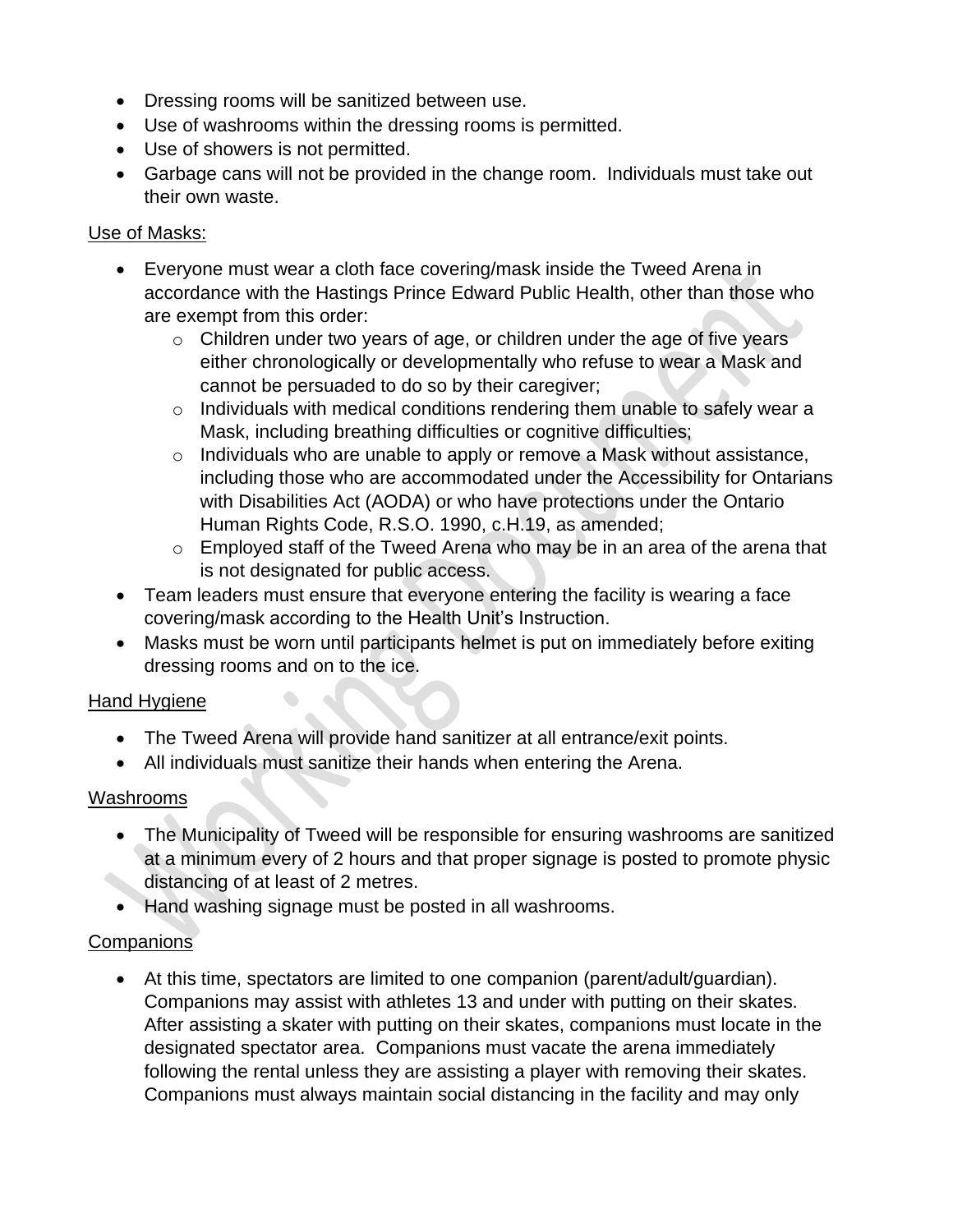- Dressing rooms will be sanitized between use.
- Use of washrooms within the dressing rooms is permitted.
- Use of showers is not permitted.
- Garbage cans will not be provided in the change room. Individuals must take out their own waste.

Use of Masks:

- Everyone must wear a cloth face covering/mask inside the Tweed Arena in accordance with the Hastings Prince Edward Public Health, other than those who are exempt from this order:
  - Children under two years of age, or children under the age of five years either chronologically or developmentally who refuse to wear a Mask and cannot be persuaded to do so by their caregiver;
  - Individuals with medical conditions rendering them unable to safely wear a Mask, including breathing difficulties or cognitive difficulties;
  - Individuals who are unable to apply or remove a Mask without assistance, including those who are accommodated under the Accessibility for Ontarians with Disabilities Act (AODA) or who have protections under the Ontario Human Rights Code, R.S.O. 1990, c.H.19, as amended;
  - Employed staff of the Tweed Arena who may be in an area of the arena that is not designated for public access.
- Team leaders must ensure that everyone entering the facility is wearing a face covering/mask according to the Health Unit's Instruction.
- Masks must be worn until participants helmet is put on immediately before exiting dressing rooms and on to the ice.

Hand Hygiene

- The Tweed Arena will provide hand sanitizer at all entrance/exit points.
- All individuals must sanitize their hands when entering the Arena.

Washrooms

- The Municipality of Tweed will be responsible for ensuring washrooms are sanitized at a minimum every of 2 hours and that proper signage is posted to promote physic distancing of at least of 2 metres.
- Hand washing signage must be posted in all washrooms.

Companions

- At this time, spectators are limited to one companion (parent/adult/guardian). Companions may assist with athletes 13 and under with putting on their skates. After assisting a skater with putting on their skates, companions must locate in the designated spectator area. Companions must vacate the arena immediately following the rental unless they are assisting a player with removing their skates. Companions must always maintain social distancing in the facility and may only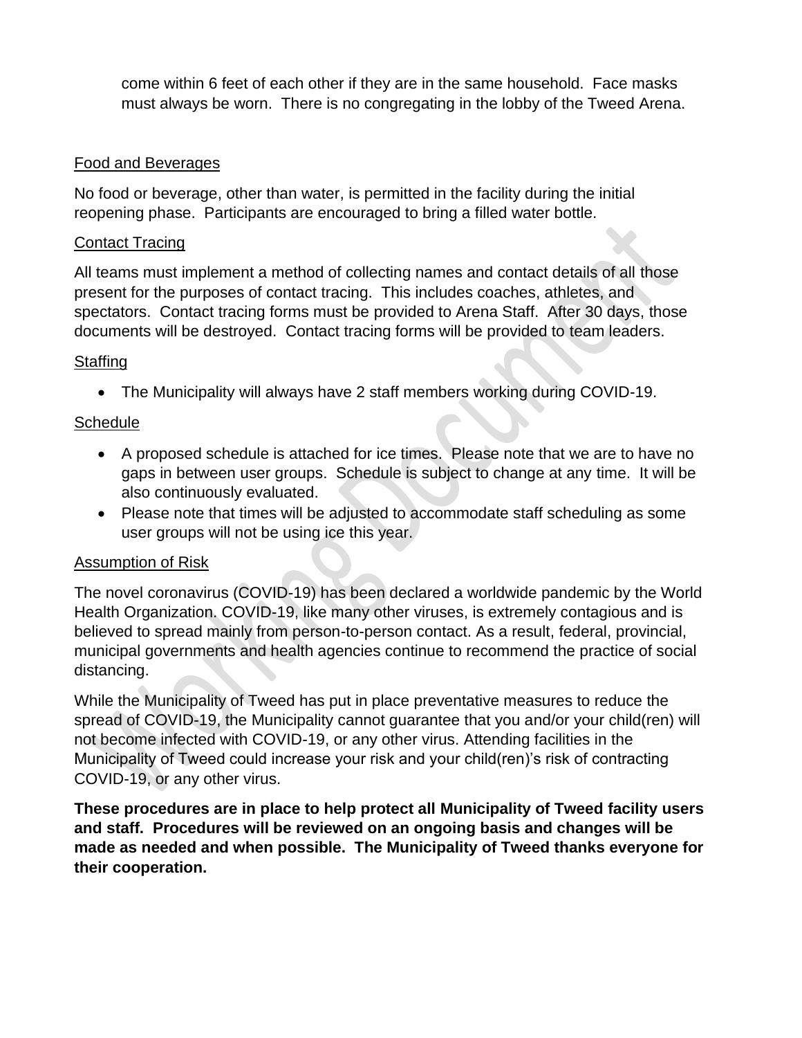come within 6 feet of each other if they are in the same household. Face masks must always be worn. There is no congregating in the lobby of the Tweed Arena.

## Food and Beverages

No food or beverage, other than water, is permitted in the facility during the initial reopening phase. Participants are encouraged to bring a filled water bottle.

## Contact Tracing

All teams must implement a method of collecting names and contact details of all those present for the purposes of contact tracing. This includes coaches, athletes, and spectators. Contact tracing forms must be provided to Arena Staff. After 30 days, those documents will be destroyed. Contact tracing forms will be provided to team leaders.

## Staffing

- The Municipality will always have 2 staff members working during COVID-19.

## Schedule

- A proposed schedule is attached for ice times. Please note that we are to have no gaps in between user groups. Schedule is subject to change at any time. It will be also continuously evaluated.
- Please note that times will be adjusted to accommodate staff scheduling as some user groups will not be using ice this year.

## Assumption of Risk

The novel coronavirus (COVID-19) has been declared a worldwide pandemic by the World Health Organization. COVID-19, like many other viruses, is extremely contagious and is believed to spread mainly from person-to-person contact. As a result, federal, provincial, municipal governments and health agencies continue to recommend the practice of social distancing.

While the Municipality of Tweed has put in place preventative measures to reduce the spread of COVID-19, the Municipality cannot guarantee that you and/or your child(ren) will not become infected with COVID-19, or any other virus. Attending facilities in the Municipality of Tweed could increase your risk and your child(ren)'s risk of contracting COVID-19, or any other virus.

**These procedures are in place to help protect all Municipality of Tweed facility users and staff. Procedures will be reviewed on an ongoing basis and changes will be made as needed and when possible. The Municipality of Tweed thanks everyone for their cooperation.**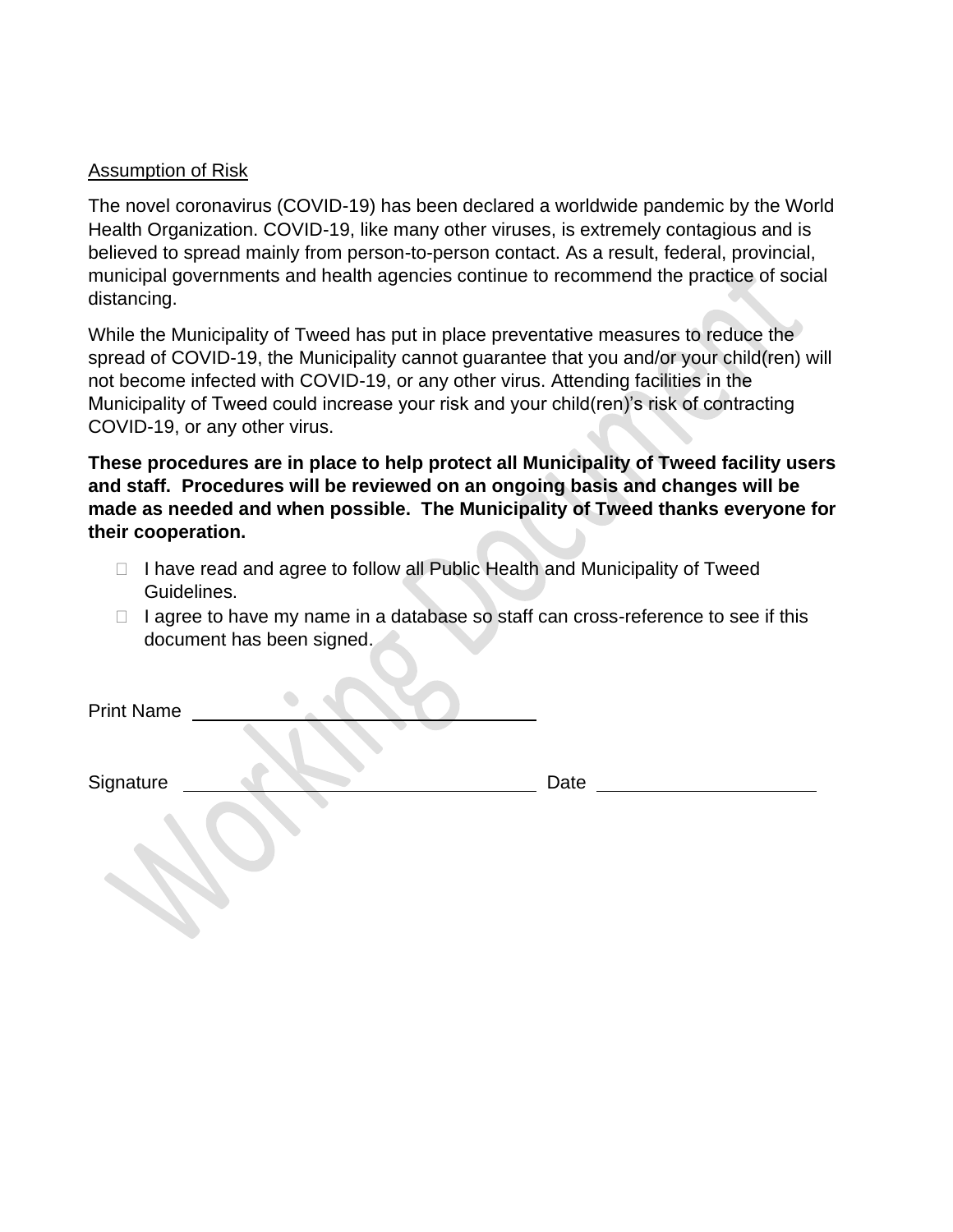Assumption of Risk

The novel coronavirus (COVID-19) has been declared a worldwide pandemic by the World Health Organization. COVID-19, like many other viruses, is extremely contagious and is believed to spread mainly from person-to-person contact. As a result, federal, provincial, municipal governments and health agencies continue to recommend the practice of social distancing.

While the Municipality of Tweed has put in place preventative measures to reduce the spread of COVID-19, the Municipality cannot guarantee that you and/or your child(ren) will not become infected with COVID-19, or any other virus. Attending facilities in the Municipality of Tweed could increase your risk and your child(ren)'s risk of contracting COVID-19, or any other virus.

**These procedures are in place to help protect all Municipality of Tweed facility users and staff. Procedures will be reviewed on an ongoing basis and changes will be made as needed and when possible. The Municipality of Tweed thanks everyone for their cooperation.**

- ☐ I have read and agree to follow all Public Health and Municipality of Tweed Guidelines.
- ☐ I agree to have my name in a database so staff can cross-reference to see if this document has been signed.

Print Name ______________________________

Signature ______________________________ Date ____________________